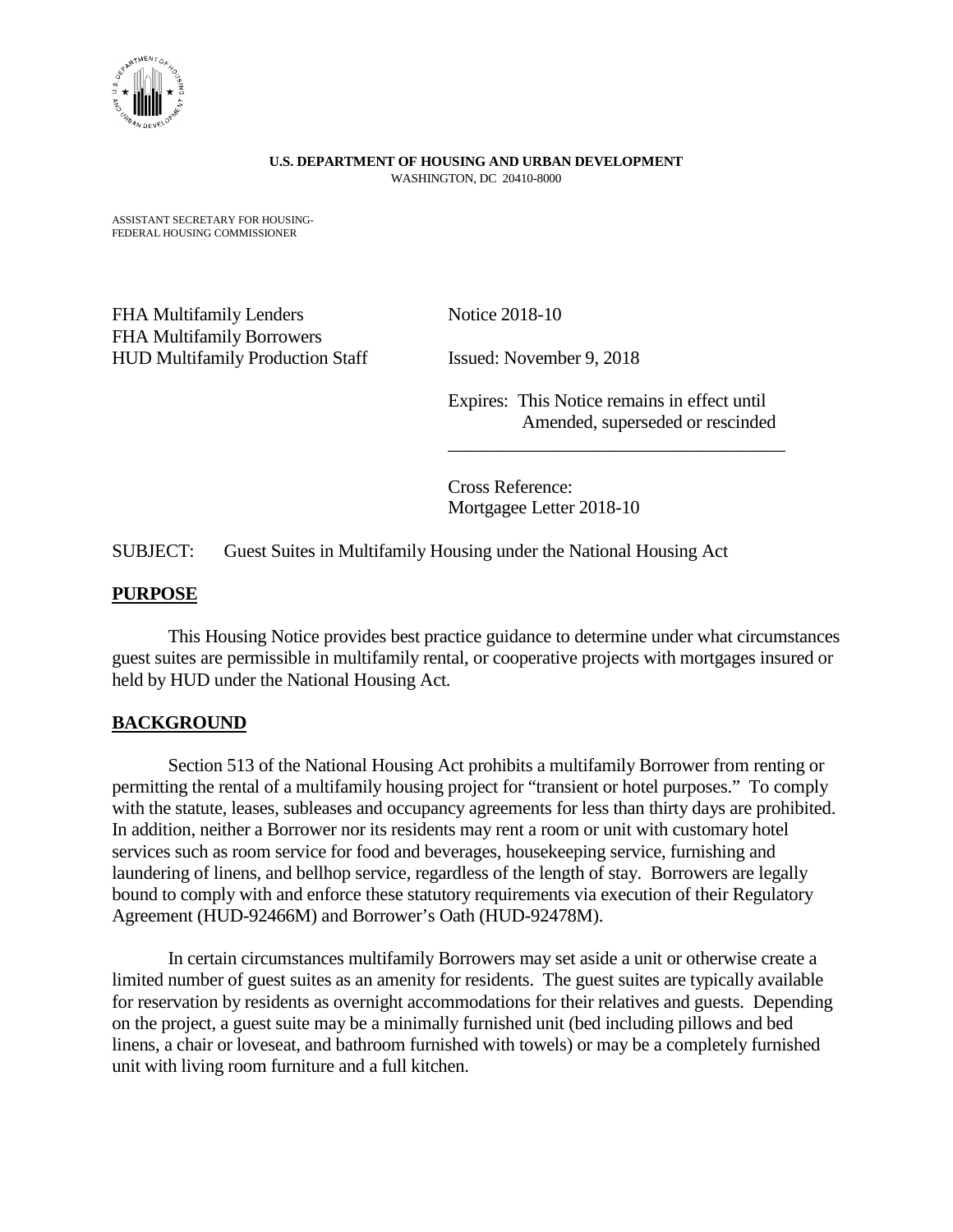**U.S. DEPARTMENT OF HOUSING AND URBAN DEVELOPMENT**
WASHINGTON, DC 20410-8000

ASSISTANT SECRETARY FOR HOUSING-
FEDERAL HOUSING COMMISSIONER

FHA Multifamily Lenders
FHA Multifamily Borrowers
HUD Multifamily Production Staff

Notice 2018-10

Issued: November 9, 2018

Expires: This Notice remains in effect until Amended, superseded or rescinded

---

Cross Reference:
Mortgagee Letter 2018-10

SUBJECT: Guest Suites in Multifamily Housing under the National Housing Act

## PURPOSE

This Housing Notice provides best practice guidance to determine under what circumstances guest suites are permissible in multifamily rental, or cooperative projects with mortgages insured or held by HUD under the National Housing Act.

## BACKGROUND

Section 513 of the National Housing Act prohibits a multifamily Borrower from renting or permitting the rental of a multifamily housing project for "transient or hotel purposes." To comply with the statute, leases, subleases and occupancy agreements for less than thirty days are prohibited. In addition, neither a Borrower nor its residents may rent a room or unit with customary hotel services such as room service for food and beverages, housekeeping service, furnishing and laundering of linens, and bellhop service, regardless of the length of stay. Borrowers are legally bound to comply with and enforce these statutory requirements via execution of their Regulatory Agreement (HUD-92466M) and Borrower's Oath (HUD-92478M).

In certain circumstances multifamily Borrowers may set aside a unit or otherwise create a limited number of guest suites as an amenity for residents. The guest suites are typically available for reservation by residents as overnight accommodations for their relatives and guests. Depending on the project, a guest suite may be a minimally furnished unit (bed including pillows and bed linens, a chair or loveseat, and bathroom furnished with towels) or may be a completely furnished unit with living room furniture and a full kitchen.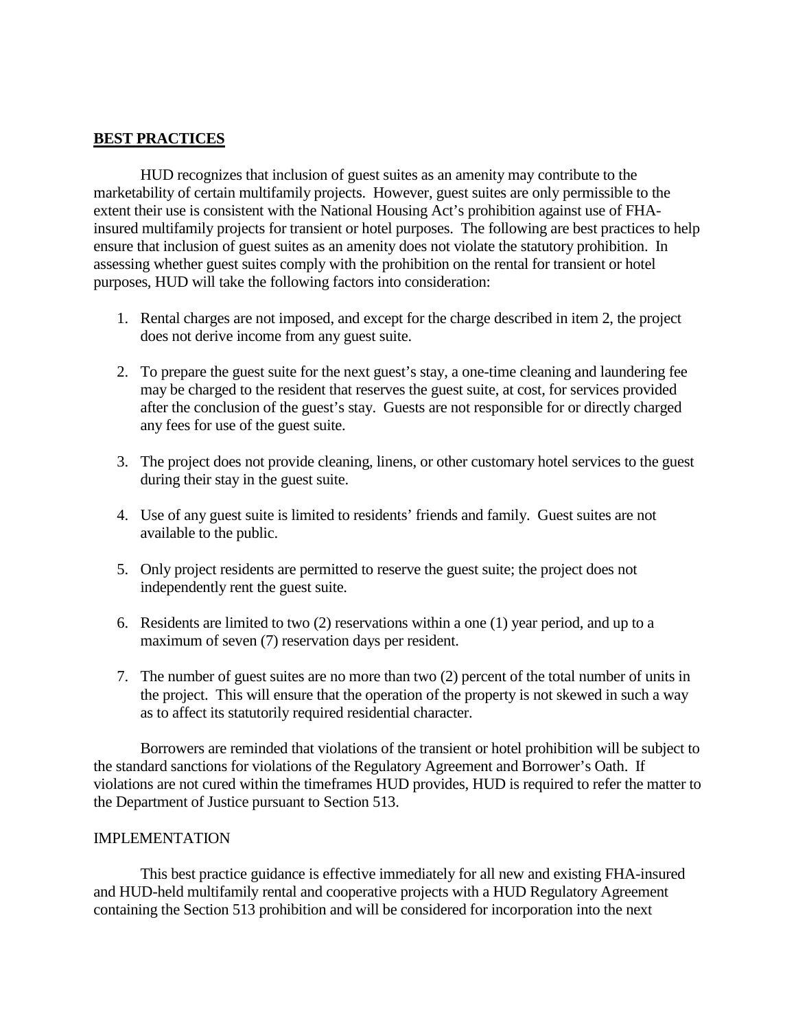## BEST PRACTICES

HUD recognizes that inclusion of guest suites as an amenity may contribute to the marketability of certain multifamily projects. However, guest suites are only permissible to the extent their use is consistent with the National Housing Act's prohibition against use of FHA-insured multifamily projects for transient or hotel purposes. The following are best practices to help ensure that inclusion of guest suites as an amenity does not violate the statutory prohibition. In assessing whether guest suites comply with the prohibition on the rental for transient or hotel purposes, HUD will take the following factors into consideration:

1. Rental charges are not imposed, and except for the charge described in item 2, the project does not derive income from any guest suite.

2. To prepare the guest suite for the next guest's stay, a one-time cleaning and laundering fee may be charged to the resident that reserves the guest suite, at cost, for services provided after the conclusion of the guest's stay. Guests are not responsible for or directly charged any fees for use of the guest suite.

3. The project does not provide cleaning, linens, or other customary hotel services to the guest during their stay in the guest suite.

4. Use of any guest suite is limited to residents' friends and family. Guest suites are not available to the public.

5. Only project residents are permitted to reserve the guest suite; the project does not independently rent the guest suite.

6. Residents are limited to two (2) reservations within a one (1) year period, and up to a maximum of seven (7) reservation days per resident.

7. The number of guest suites are no more than two (2) percent of the total number of units in the project. This will ensure that the operation of the property is not skewed in such a way as to affect its statutorily required residential character.

Borrowers are reminded that violations of the transient or hotel prohibition will be subject to the standard sanctions for violations of the Regulatory Agreement and Borrower's Oath. If violations are not cured within the timeframes HUD provides, HUD is required to refer the matter to the Department of Justice pursuant to Section 513.

IMPLEMENTATION

This best practice guidance is effective immediately for all new and existing FHA-insured and HUD-held multifamily rental and cooperative projects with a HUD Regulatory Agreement containing the Section 513 prohibition and will be considered for incorporation into the next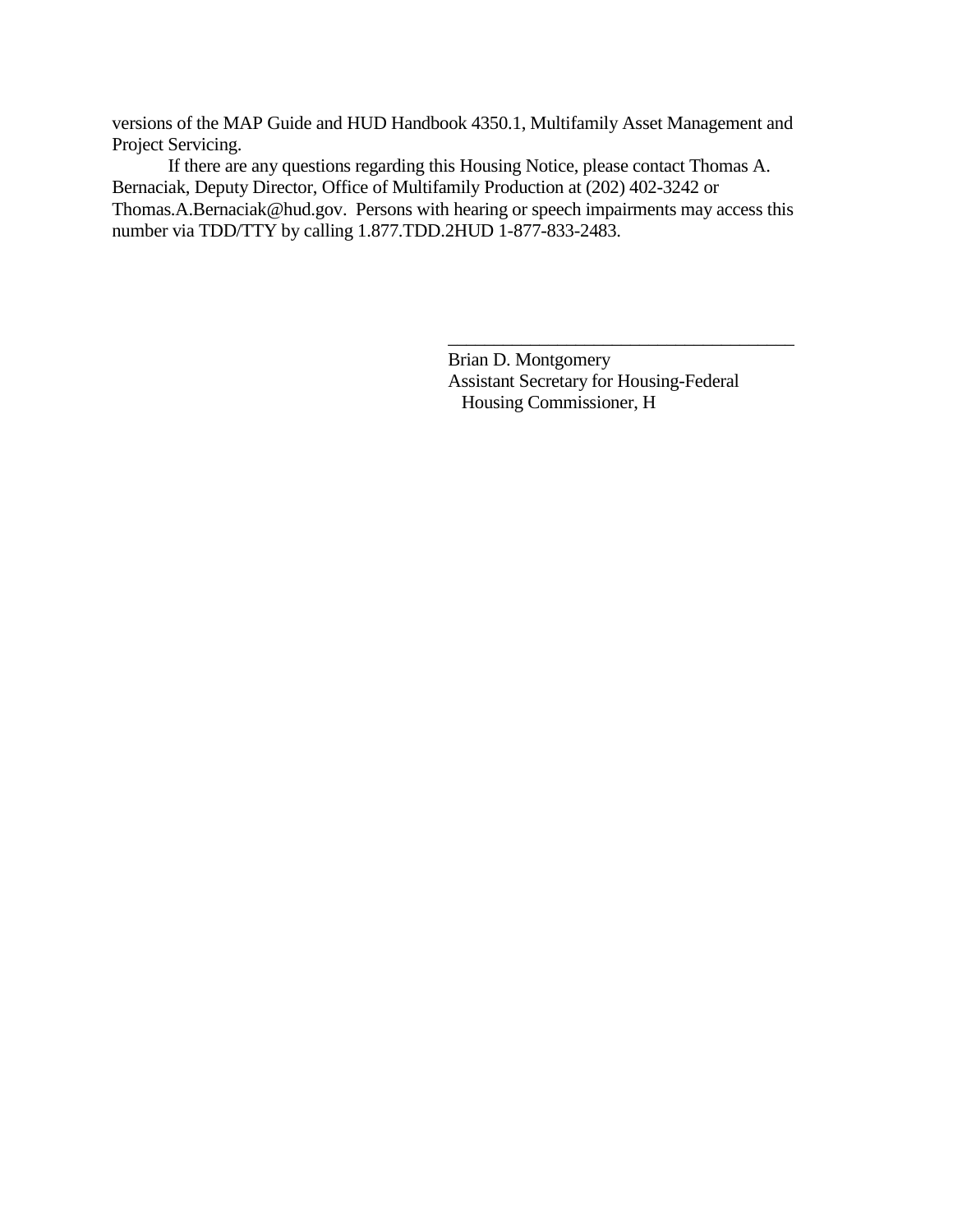versions of the MAP Guide and HUD Handbook 4350.1, Multifamily Asset Management and Project Servicing.

If there are any questions regarding this Housing Notice, please contact Thomas A. Bernaciak, Deputy Director, Office of Multifamily Production at (202) 402-3242 or Thomas.A.Bernaciak@hud.gov. Persons with hearing or speech impairments may access this number via TDD/TTY by calling 1.877.TDD.2HUD 1-877-833-2483.

\_\_\_\_\_\_\_\_\_\_\_\_\_\_\_\_\_\_\_\_\_\_\_\_\_\_\_\_\_\_\_\_\_\_\_\_\_\_\_\_

Brian D. Montgomery
Assistant Secretary for Housing-Federal
Housing Commissioner, H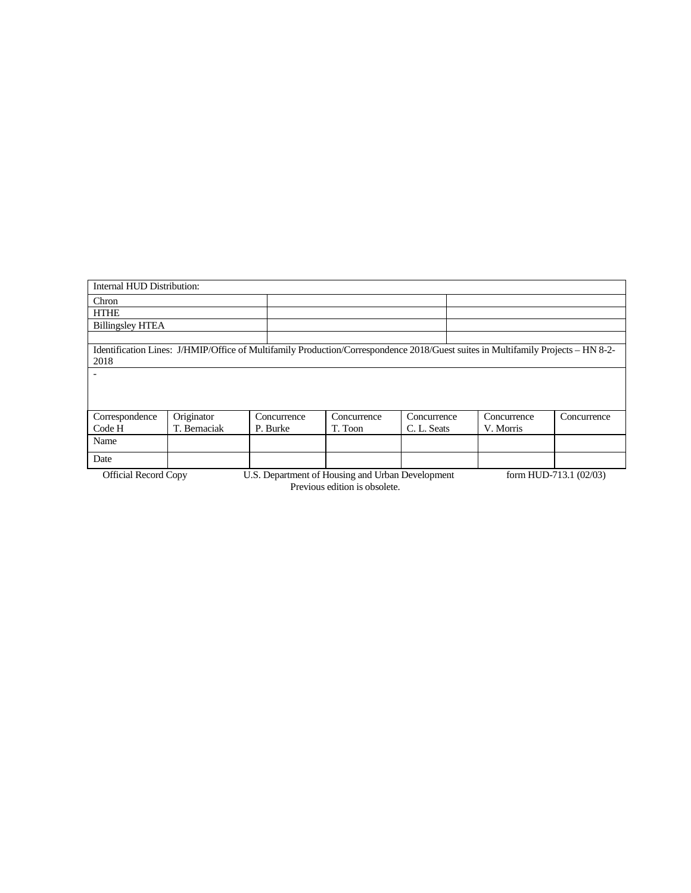| Internal HUD Distribution: | | |
| --- | --- | --- |
| Chron | | |
| HTHE | | |
| Billingsley HTEA | | |
| | | |

Identification Lines: J/HMIP/Office of Multifamily Production/Correspondence 2018/Guest suites in Multifamily Projects – HN 8-2-2018

-

| Correspondence Code H | Originator T. Bernaciak | Concurrence P. Burke | Concurrence T. Toon | Concurrence C. L. Seats | Concurrence V. Morris | Concurrence |
| --- | --- | --- | --- | --- | --- | --- |
| Name | | | | | | |
| Date | | | | | | |

Official Record Copy U.S. Department of Housing and Urban Development form HUD-713.1 (02/03)

Previous edition is obsolete.